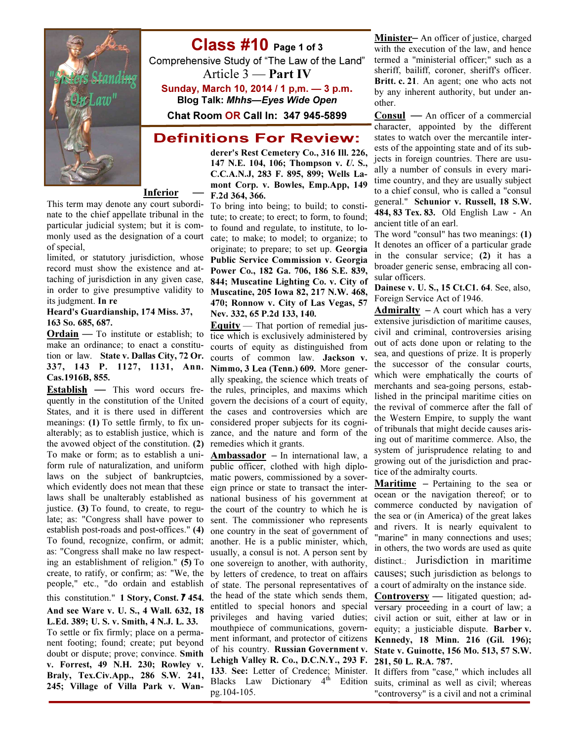# Class #10 Page 1 of 3

Comprehensive Study of "The Law of the Land"

Article 3 — **Part IV**

**Sunday, March 10, 2014 / 1 p,m. — 3 p.m.**

**Blog Talk: *Mhhs—Eyes Wide Open***

**Chat Room OR Call In: 347 945-5899**

## Definitions For Review:

**Inferior** — This term may denote any court subordinate to the chief appellate tribunal in the particular judicial system; but it is commonly used as the designation of a court of special, limited, or statutory jurisdiction, whose record must show the existence and attaching of jurisdiction in any given case, in order to give presumptive validity to its judgment. **In re Heard's Guardianship, 174 Miss. 37, 163 So. 685, 687.**

**Ordain** — To institute or establish; to make an ordinance; to enact a constitution or law. **State v. Dallas City, 72 Or. 337, 143 P. 1127, 1131, Ann. Cas.1916B, 855.**

**Establish** — This word occurs frequently in the constitution of the United States, and it is there used in different meanings: **(1)** To settle firmly, to fix unalterably; as to establish justice, which is the avowed object of the constitution. **(2)** To make or form; as to establish a uniform rule of naturalization, and uniform laws on the subject of bankruptcies, which evidently does not mean that these laws shall be unalterably established as justice. **(3)** To found, to create, to regulate; as: "Congress shall have power to establish post-roads and post-offices." **(4)** To found, recognize, confirm, or admit; as: "Congress shall make no law respecting an establishment of religion." **(5)** To create, to ratify, or confirm; as: "We, the people," etc., "do ordain and establish this constitution." **1 Story, Const. 7 454. And see Ware v. U. S., 4 Wall. 632, 18 L.Ed. 389; U. S. v. Smith, 4 N.J. L. 33.**

To settle or fix firmly; place on a permanent footing; found; create; put beyond doubt or dispute; prove; convince. **Smith v. Forrest, 49 N.H. 230; Rowley v. Braly, Tex.Civ.App., 286 S.W. 241, 245; Village of Villa Park v. Wanderer's Rest Cemetery Co., 316 Ill. 226, 147 N.E. 104, 106; Thompson v. *U.* S., C.C.A.N.J, 283 F. 895, 899; Wells Lamont Corp. v. Bowles, Emp.App, 149 F.2d 364, 366.**

To bring into being; to build; to constitute; to create; to erect; to form, to found; to found and regulate, to institute, to locate; to make; to model; to organize; to originate; to prepare; to set up. **Georgia Public Service Commission v. Georgia Power Co., 182 Ga. 706, 186 S.E. 839, 844; Muscatine Lighting Co. v. City of Muscatine, 205 Iowa 82, 217 N.W. 468, 470; Ronnow v. City of Las Vegas, 57 Nev. 332, 65 P.2d 133, 140.**

**Equity** — That portion of remedial justice which is exclusively administered by courts of equity as distinguished from courts of common law. **Jackson v. Nimmo, 3 Lea (Tenn.) 609.** More generally speaking, the science which treats of the rules, principles, and maxims which govern the decisions of a court of equity, the cases and controversies which are considered proper subjects for its cognizance, and the nature and form of the remedies which it grants.

**Ambassador** – In international law, a public officer, clothed with high diplomatic powers, commissioned by a sovereign prince or state to transact the international business of his government at the court of the country to which he is sent. The commissioner who represents one country in the seat of government of another. He is a public minister, which, usually, a consul is not. A person sent by one sovereign to another, with authority, by letters of credence, to treat on affairs of state. The personal representatives of the head of the state which sends them, entitled to special honors and special privileges and having varied duties; mouthpiece of communications, government informant, and protector of citizens of his country. **Russian Government v. Lehigh Valley R. Co., D.C.N.Y., 293 F. 133. See:** Letter of Credence; Minister. Blacks Law Dictionary 4th Edition pg.104-105.

**Minister**– An officer of justice, charged with the execution of the law, and hence termed a "ministerial officer;" such as a sheriff, bailiff, coroner, sheriff's officer. **Britt. c. 21**. An agent; one who acts not by any inherent authority, but under another.

**Consul** — An officer of a commercial character, appointed by the different states to watch over the mercantile interests of the appointing state and of its subjects in foreign countries. There are usually a number of consuls in every maritime country, and they are usually subject to a chief consul, who is called a "consul general." **Schunior v. Russell, 18 S.W. 484, 83 Tex. 83.** Old English Law - An ancient title of an earl.

The word "consul" has two meanings: **(1)** It denotes an officer of a particular grade in the consular service; **(2)** it has a broader generic sense, embracing all consular officers.

**Dainese v. U. S., 15 Ct.Cl. 64**. See, also, Foreign Service Act of 1946.

**Admiralty** – A court which has a very extensive jurisdiction of maritime causes, civil and criminal, controversies arising out of acts done upon or relating to the sea, and questions of prize. It is properly the successor of the consular courts, which were emphatically the courts of merchants and sea-going persons, established in the principal maritime cities on the revival of commerce after the fall of the Western Empire, to supply the want of tribunals that might decide causes arising out of maritime commerce. Also, the system of jurisprudence relating to and growing out of the jurisdiction and practice of the admiralty courts.

**Maritime** – Pertaining to the sea or ocean or the navigation thereof; or to commerce conducted by navigation of the sea or (in America) of the great lakes and rivers. It is nearly equivalent to "marine" in many connections and uses; in others, the two words are used as quite distinct.; Jurisdiction in maritime causes; such jurisdiction as belongs to a court of admiralty on the instance side.

**Controversy** — litigated question; adversary proceeding in a court of law; a civil action or suit, either at law or in equity; a justiciable dispute. **Barber v. Kennedy, 18 Minn. 216 (Gil. 196); State v. Guinotte, 156 Mo. 513, 57 S.W. 281, 50 L. R.A. 787.**

It differs from "case," which includes all suits, criminal as well as civil; whereas "controversy" is a civil and not a criminal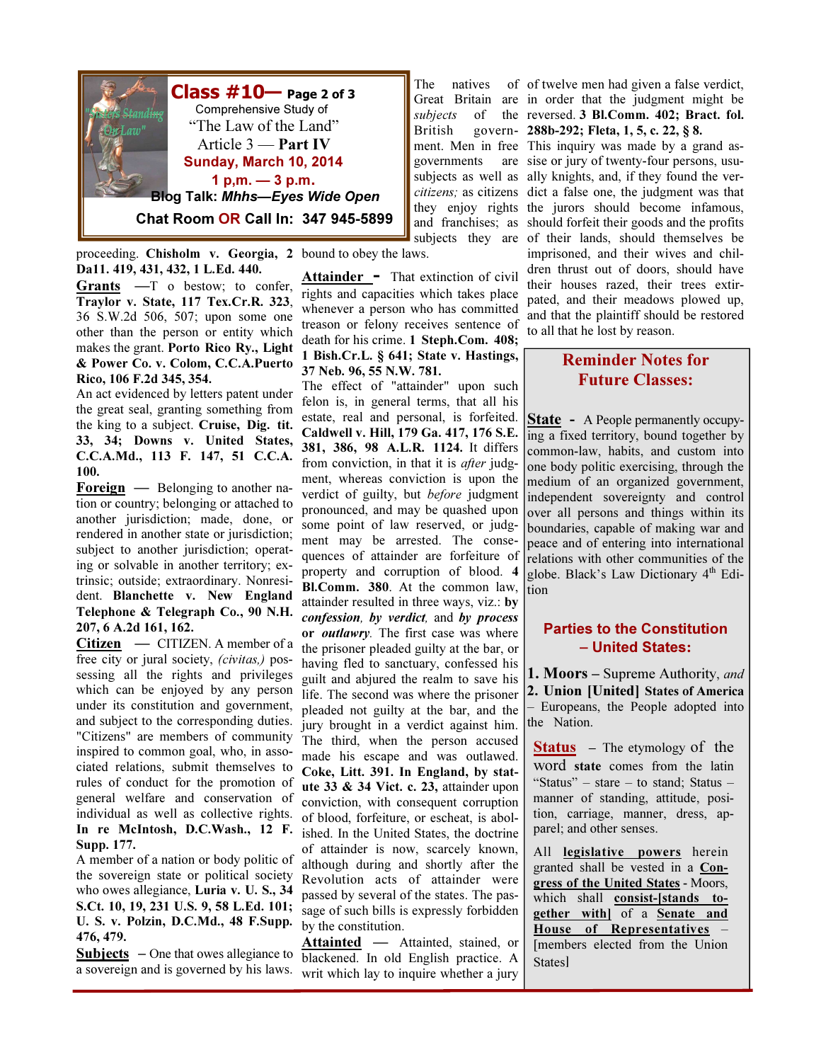# Class #10— Page 2 of 3

Comprehensive Study of
"The Law of the Land"
Article 3 — Part IV
**Sunday, March 10, 2014**
**1 p,m. — 3 p.m.**
**Blog Talk: *Mhhs—Eyes Wide Open***
**Chat Room OR Call In: 347 945-5899**

proceeding. **Chisholm v. Georgia, 2 Da11. 419, 431, 432, 1 L.Ed. 440.**

**Grants** —To bestow; to confer, **Traylor v. State, 117 Tex.Cr.R. 323**, 36 S.W.2d 506, 507; upon some one other than the person or entity which makes the grant. **Porto Rico Ry., Light & Power Co. v. Colom, C.C.A.Puerto Rico, 106 F.2d 345, 354.**

An act evidenced by letters patent under the great seal, granting something from the king to a subject. **Cruise, Dig. tit. 33, 34; Downs v. United States, C.C.A.Md., 113 F. 147, 51 C.C.A. 100.**

**Foreign** — Belonging to another nation or country; belonging or attached to another jurisdiction; made, done, or rendered in another state or jurisdiction; subject to another jurisdiction; operating or solvable in another territory; extrinsic; outside; extraordinary. Nonresident. **Blanchette v. New England Telephone & Telegraph Co., 90 N.H. 207, 6 A.2d 161, 162.**

**Citizen** — CITIZEN. A member of a free city or jural society, *(civitas,)* possessing all the rights and privileges which can be enjoyed by any person under its constitution and government, and subject to the corresponding duties. "Citizens" are members of community inspired to common goal, who, in associated relations, submit themselves to rules of conduct for the promotion of general welfare and conservation of individual as well as collective rights. **In re McIntosh, D.C.Wash., 12 F. Supp. 177.**

A member of a nation or body politic of the sovereign state or political society who owes allegiance, **Luria v. U. S., 34 S.Ct. 10, 19, 231 U.S. 9, 58 L.Ed. 101; U. S. v. Polzin, D.C.Md., 48 F.Supp. 476, 479.**

**Subjects** – One that owes allegiance to a sovereign and is governed by his laws.

The natives of Great Britain are *subjects* of the British government. Men in free governments are subjects as well as *citizens;* as citizens they enjoy rights and franchises; as subjects they are bound to obey the laws.

**Attainder** - That extinction of civil rights and capacities which takes place whenever a person who has committed treason or felony receives sentence of death for his crime. **1 Steph.Com. 408; 1 Bish.Cr.L. § 641; State v. Hastings, 37 Neb. 96, 55 N.W. 781.**

The effect of "attainder" upon such felon is, in general terms, that all his estate, real and personal, is forfeited. **Caldwell v. Hill, 179 Ga. 417, 176 S.E. 381, 386, 98 A.L.R. 1124.** It differs from conviction, in that it is *after* judgment, whereas conviction is upon the verdict of guilty, but *before* judgment pronounced, and may be quashed upon some point of law reserved, or judgment may be arrested. The consequences of attainder are forfeiture of property and corruption of blood. **4 Bl.Comm. 380**. At the common law, attainder resulted in three ways, viz.: **by *confession*, *by verdict*,** and ***by process* or *outlawry*.** The first case was where the prisoner pleaded guilty at the bar, or having fled to sanctuary, confessed his guilt and abjured the realm to save his life. The second was where the prisoner pleaded not guilty at the bar, and the jury brought in a verdict against him. The third, when the person accused made his escape and was outlawed. **Coke, Litt. 391. In England, by statute 33 & 34 Vict. c. 23,** attainder upon conviction, with consequent corruption of blood, forfeiture, or escheat, is abolished. In the United States, the doctrine of attainder is now, scarcely known, although during and shortly after the Revolution acts of attainder were passed by several of the states. The passage of such bills is expressly forbidden by the constitution.

**Attainted** — Attainted, stained, or blackened. In old English practice. A writ which lay to inquire whether a jury of twelve men had given a false verdict, in order that the judgment might be reversed. **3 Bl.Comm. 402; Bract. fol. 288b-292; Fleta, 1, 5, c. 22, § 8.** This inquiry was made by a grand assise or jury of twenty-four persons, usually knights, and, if they found the verdict a false one, the judgment was that the jurors should become infamous, should forfeit their goods and the profits of their lands, should themselves be imprisoned, and their wives and children thrust out of doors, should have their houses razed, their trees extirpated, and their meadows plowed up, and that the plaintiff should be restored to all that he lost by reason.

## Reminder Notes for Future Classes:

**State** - A People permanently occupying a fixed territory, bound together by common-law, habits, and custom into one body politic exercising, through the medium of an organized government, independent sovereignty and control over all persons and things within its boundaries, capable of making war and peace and of entering into international relations with other communities of the globe. Black's Law Dictionary 4th Edition

### Parties to the Constitution – United States:

**1. Moors** – Supreme Authority, *and*
**2. Union [United] States of America** – Europeans, the People adopted into the Nation.

**Status** – The etymology of the word **state** comes from the latin "Status" – stare – to stand; Status – manner of standing, attitude, position, carriage, manner, dress, apparel; and other senses.

All **legislative powers** herein granted shall be vested in a **Congress of the United States** - Moors, which shall **consist-[stands together with]** of a **Senate and House of Representatives** – [members elected from the Union States]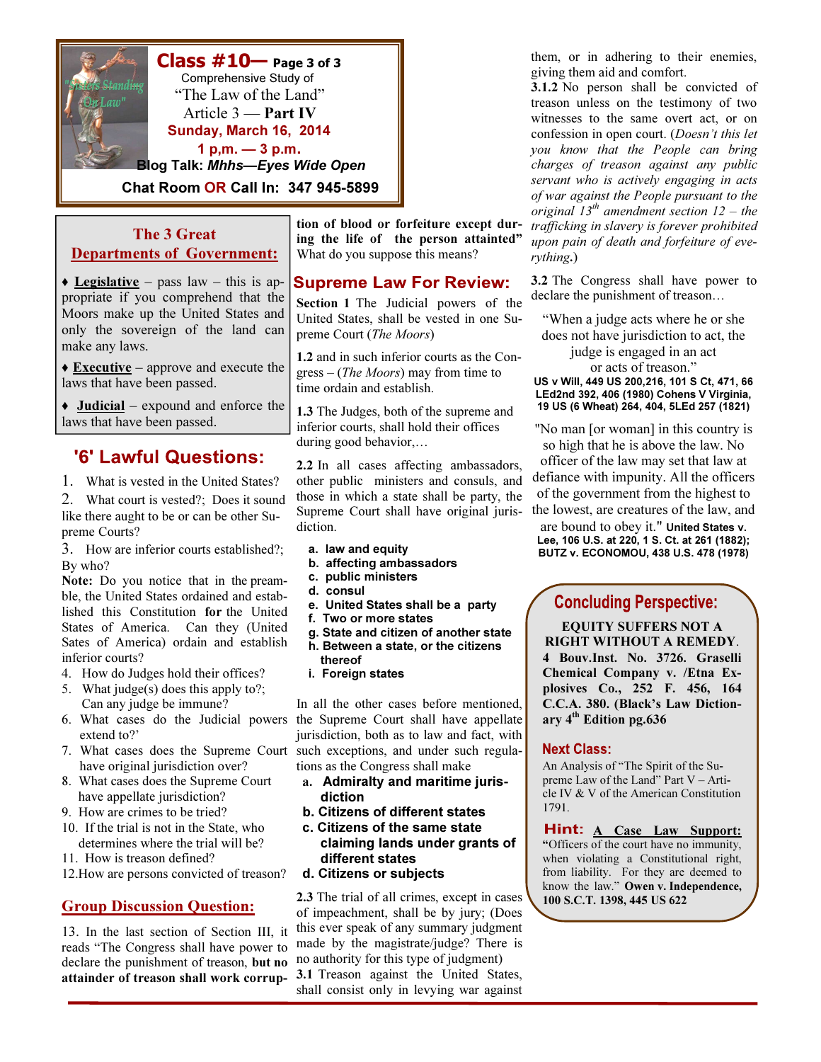# Class #10— Page 3 of 3

Comprehensive Study of

"The Law of the Land"

Article 3 — **Part IV**

**Sunday, March 16, 2014**

**1 p,m. — 3 p.m.**

**Blog Talk: *Mhhs—Eyes Wide Open***

**Chat Room OR Call In: 347 945-5899**

## The 3 Great Departments of Government:

♦ **Legislative** – pass law – this is appropriate if you comprehend that the Moors make up the United States and only the sovereign of the land can make any laws.

♦ **Executive** – approve and execute the laws that have been passed.

♦ **Judicial** – expound and enforce the laws that have been passed.

## '6' Lawful Questions:

1. What is vested in the United States?
2. What court is vested?; Does it sound like there aught to be or can be other Supreme Courts?
3. How are inferior courts established?; By who?

**Note:** Do you notice that in the preamble, the United States ordained and established this Constitution **for** the United States of America. Can they (United Sates of America) ordain and establish inferior courts?

4. How do Judges hold their offices?
5. What judge(s) does this apply to?; Can any judge be immune?
6. What cases do the Judicial powers extend to?'
7. What cases does the Supreme Court have original jurisdiction over?
8. What cases does the Supreme Court have appellate jurisdiction?
9. How are crimes to be tried?
10. If the trial is not in the State, who determines where the trial will be?
11. How is treason defined?
12. How are persons convicted of treason?

## Group Discussion Question:

13. In the last section of Section III, it reads "The Congress shall have power to declare the punishment of treason, **but no attainder of treason shall work corruption of blood or forfeiture except during the life of the person attainted"** What do you suppose this means?

## Supreme Law For Review:

**Section 1** The Judicial powers of the United States, shall be vested in one Supreme Court (*The Moors*)

**1.2** and in such inferior courts as the Congress – (*The Moors*) may from time to time ordain and establish.

**1.3** The Judges, both of the supreme and inferior courts, shall hold their offices during good behavior,…

**2.2** In all cases affecting ambassadors, other public ministers and consuls, and those in which a state shall be party, the Supreme Court shall have original jurisdiction.

a. **law and equity**
b. **affecting ambassadors**
c. **public ministers**
d. **consul**
e. **United States shall be a party**
f. **Two or more states**
g. **State and citizen of another state**
h. **Between a state, or the citizens thereof**
i. **Foreign states**

In all the other cases before mentioned, the Supreme Court shall have appellate jurisdiction, both as to law and fact, with such exceptions, and under such regulations as the Congress shall make

a. **Admiralty and maritime jurisdiction**
b. **Citizens of different states**
c. **Citizens of the same state claiming lands under grants of different states**
d. **Citizens or subjects**

**2.3** The trial of all crimes, except in cases of impeachment, shall be by jury; (Does this ever speak of any summary judgment made by the magistrate/judge? There is no authority for this type of judgment)

**3.1** Treason against the United States, shall consist only in levying war against them, or in adhering to their enemies, giving them aid and comfort.

**3.1.2** No person shall be convicted of treason unless on the testimony of two witnesses to the same overt act, or on confession in open court. (*Doesn't this let you know that the People can bring charges of treason against any public servant who is actively engaging in acts of war against the People pursuant to the original 13th amendment section 12 – the trafficking in slavery is forever prohibited upon pain of death and forfeiture of everything.*)

**3.2** The Congress shall have power to declare the punishment of treason…

"When a judge acts where he or she does not have jurisdiction to act, the judge is engaged in an act or acts of treason."
**US v Will, 449 US 200,216, 101 S Ct, 471, 66 LEd2nd 392, 406 (1980) Cohens V Virginia, 19 US (6 Wheat) 264, 404, 5LEd 257 (1821)**

"No man [or woman] in this country is so high that he is above the law. No officer of the law may set that law at defiance with impunity. All the officers of the government from the highest to the lowest, are creatures of the law, and are bound to obey it." **United States v. Lee, 106 U.S. at 220, 1 S. Ct. at 261 (1882); BUTZ v. ECONOMOU, 438 U.S. 478 (1978)**

## Concluding Perspective:

**EQUITY SUFFERS NOT A RIGHT WITHOUT A REMEDY. 4 Bouv.Inst. No. 3726. Graselli Chemical Company v. /Etna Explosives Co., 252 F. 456, 164 C.C.A. 380. (Black's Law Dictionary 4th Edition pg.636**

### Next Class:

An Analysis of "The Spirit of the Supreme Law of the Land" Part V – Article IV & V of the American Constitution 1791.

**Hint:** **A Case Law Support:** **"**Officers of the court have no immunity, when violating a Constitutional right, from liability. For they are deemed to know the law." **Owen v. Independence, 100 S.C.T. 1398, 445 US 622**